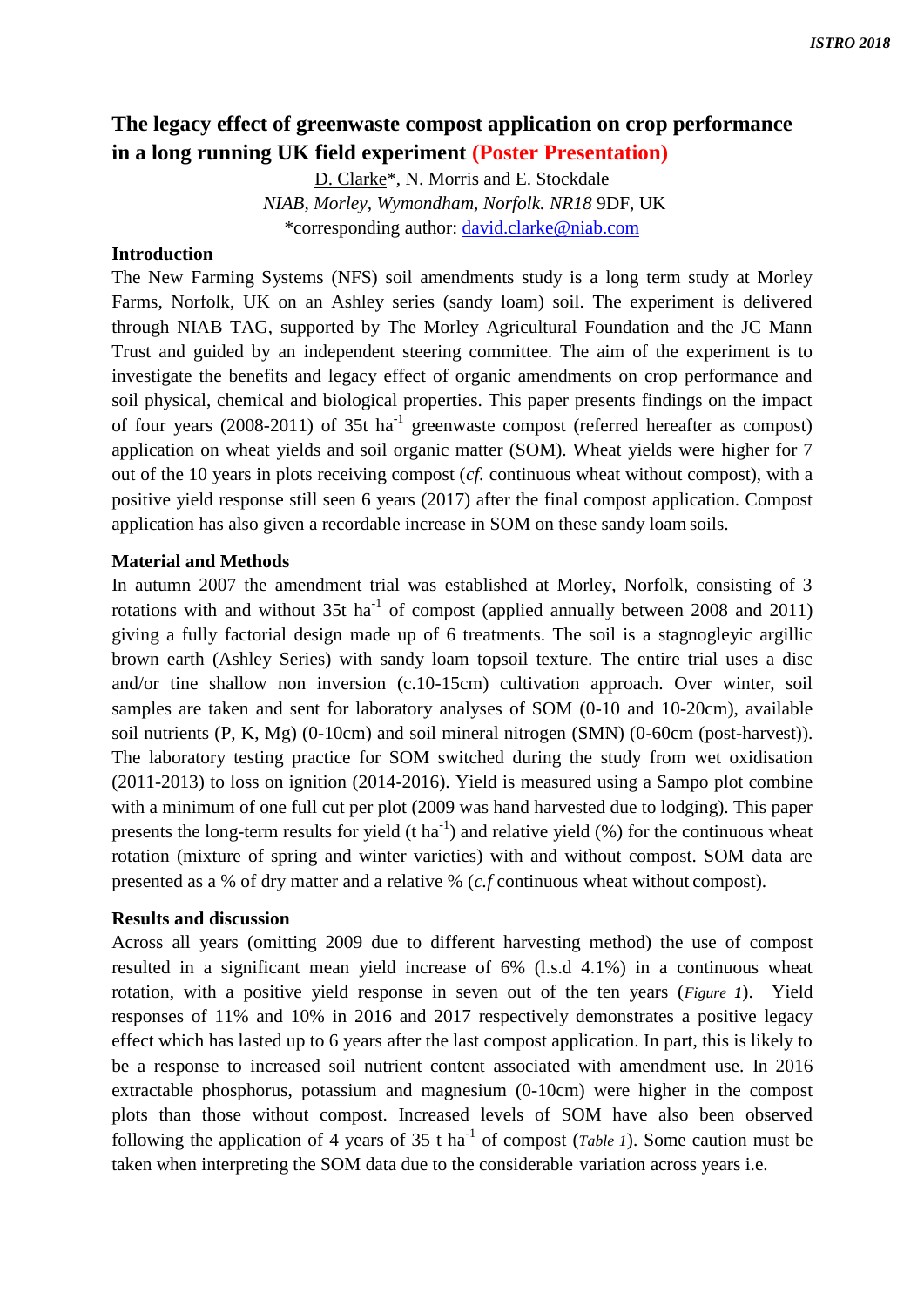# The legacy effect of greenwaste compost application on crop performance in a long running UK field experiment (Poster Presentation)

D. Clarke*, N. Morris and E. Stockdale

*NIAB, Morley, Wymondham, Norfolk. NR18* 9DF, UK

*corresponding author: david.clarke@niab.com

## Introduction

The New Farming Systems (NFS) soil amendments study is a long term study at Morley Farms, Norfolk, UK on an Ashley series (sandy loam) soil. The experiment is delivered through NIAB TAG, supported by The Morley Agricultural Foundation and the JC Mann Trust and guided by an independent steering committee. The aim of the experiment is to investigate the benefits and legacy effect of organic amendments on crop performance and soil physical, chemical and biological properties. This paper presents findings on the impact of four years (2008-2011) of 35t $ha^{-1}$ greenwaste compost (referred hereafter as compost) application on wheat yields and soil organic matter (SOM). Wheat yields were higher for 7 out of the 10 years in plots receiving compost (*cf.* continuous wheat without compost), with a positive yield response still seen 6 years (2017) after the final compost application. Compost application has also given a recordable increase in SOM on these sandy loam soils.

## Material and Methods

In autumn 2007 the amendment trial was established at Morley, Norfolk, consisting of 3 rotations with and without 35t $ha^{-1}$ of compost (applied annually between 2008 and 2011) giving a fully factorial design made up of 6 treatments. The soil is a stagnogleyic argillic brown earth (Ashley Series) with sandy loam topsoil texture. The entire trial uses a disc and/or tine shallow non inversion (c.10-15cm) cultivation approach. Over winter, soil samples are taken and sent for laboratory analyses of SOM (0-10 and 10-20cm), available soil nutrients (P, K, Mg) (0-10cm) and soil mineral nitrogen (SMN) (0-60cm (post-harvest)). The laboratory testing practice for SOM switched during the study from wet oxidisation (2011-2013) to loss on ignition (2014-2016). Yield is measured using a Sampo plot combine with a minimum of one full cut per plot (2009 was hand harvested due to lodging). This paper presents the long-term results for yield (t $ha^{-1}$) and relative yield (%) for the continuous wheat rotation (mixture of spring and winter varieties) with and without compost. SOM data are presented as a % of dry matter and a relative % (*c.f* continuous wheat without compost).

## Results and discussion

Across all years (omitting 2009 due to different harvesting method) the use of compost resulted in a significant mean yield increase of 6% (l.s.d 4.1%) in a continuous wheat rotation, with a positive yield response in seven out of the ten years (*Figure 1*). Yield responses of 11% and 10% in 2016 and 2017 respectively demonstrates a positive legacy effect which has lasted up to 6 years after the last compost application. In part, this is likely to be a response to increased soil nutrient content associated with amendment use. In 2016 extractable phosphorus, potassium and magnesium (0-10cm) were higher in the compost plots than those without compost. Increased levels of SOM have also been observed following the application of 4 years of 35 t $ha^{-1}$ of compost (*Table 1*). Some caution must be taken when interpreting the SOM data due to the considerable variation across years i.e.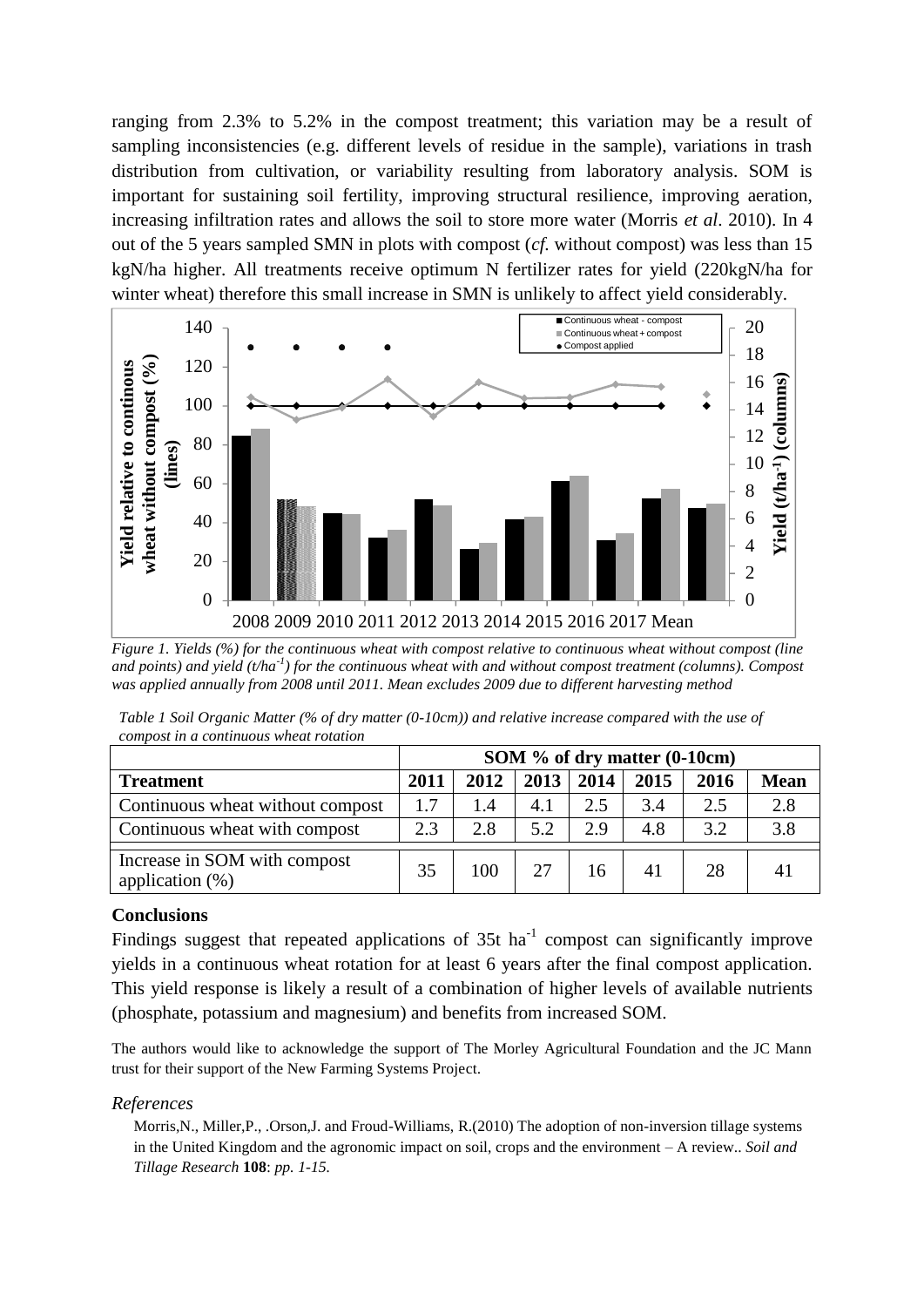ranging from 2.3% to 5.2% in the compost treatment; this variation may be a result of sampling inconsistencies (e.g. different levels of residue in the sample), variations in trash distribution from cultivation, or variability resulting from laboratory analysis. SOM is important for sustaining soil fertility, improving structural resilience, improving aeration, increasing infiltration rates and allows the soil to store more water (Morris *et al*. 2010). In 4 out of the 5 years sampled SMN in plots with compost (*cf.* without compost) was less than 15 kgN/ha higher. All treatments receive optimum N fertilizer rates for yield (220kgN/ha for winter wheat) therefore this small increase in SMN is unlikely to affect yield considerably.

Yield relative to continous wheat without compost (%) (lines)

Yield (t/ha$^{-1}$) (columns)

Continuous wheat - compost
Continuous wheat + compost
Compost applied

0 20 40 60 80 100 120 140

0 2 4 6 8 10 12 14 16 18 20

2008 2009 2010 2011 2012 2013 2014 2015 2016 2017 Mean

*Figure 1. Yields (%) for the continuous wheat with compost relative to continuous wheat without compost (line and points) and yield (t/ha$^{-1}$) for the continuous wheat with and without compost treatment (columns). Compost was applied annually from 2008 until 2011. Mean excludes 2009 due to different harvesting method*

*Table 1 Soil Organic Matter (% of dry matter (0-10cm)) and relative increase compared with the use of compost in a continuous wheat rotation*

| | SOM % of dry matter (0-10cm) | | | | | | |
|---|---|---|---|---|---|---|---|
| **Treatment** | **2011** | **2012** | **2013** | **2014** | **2015** | **2016** | **Mean** |
| Continuous wheat without compost | 1.7 | 1.4 | 4.1 | 2.5 | 3.4 | 2.5 | 2.8 |
| Continuous wheat with compost | 2.3 | 2.8 | 5.2 | 2.9 | 4.8 | 3.2 | 3.8 |
| Increase in SOM with compost application (%) | 35 | 100 | 27 | 16 | 41 | 28 | 41 |

## Conclusions

Findings suggest that repeated applications of 35t ha$^{-1}$ compost can significantly improve yields in a continuous wheat rotation for at least 6 years after the final compost application. This yield response is likely a result of a combination of higher levels of available nutrients (phosphate, potassium and magnesium) and benefits from increased SOM.

The authors would like to acknowledge the support of The Morley Agricultural Foundation and the JC Mann trust for their support of the New Farming Systems Project.

## *References*

Morris,N., Miller,P., .Orson,J. and Froud-Williams, R.(2010) The adoption of non-inversion tillage systems in the United Kingdom and the agronomic impact on soil, crops and the environment – A review.. *Soil and Tillage Research* **108**: *pp. 1-15*.